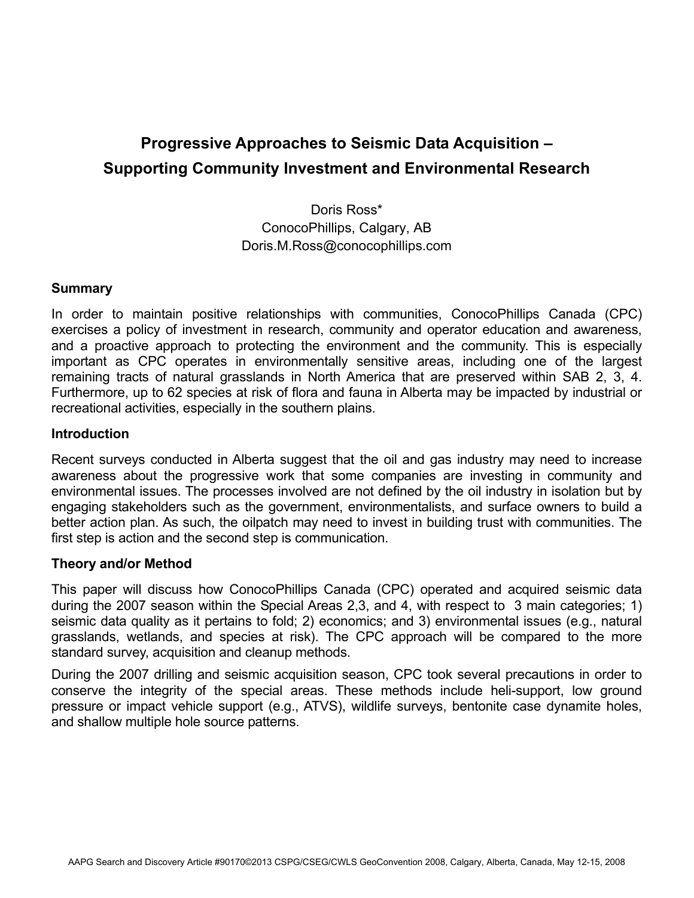# Progressive Approaches to Seismic Data Acquisition – Supporting Community Investment and Environmental Research

Doris Ross*
ConocoPhillips, Calgary, AB
Doris.M.Ross@conocophillips.com

## Summary

In order to maintain positive relationships with communities, ConocoPhillips Canada (CPC) exercises a policy of investment in research, community and operator education and awareness, and a proactive approach to protecting the environment and the community. This is especially important as CPC operates in environmentally sensitive areas, including one of the largest remaining tracts of natural grasslands in North America that are preserved within SAB 2, 3, 4. Furthermore, up to 62 species at risk of flora and fauna in Alberta may be impacted by industrial or recreational activities, especially in the southern plains.

## Introduction

Recent surveys conducted in Alberta suggest that the oil and gas industry may need to increase awareness about the progressive work that some companies are investing in community and environmental issues. The processes involved are not defined by the oil industry in isolation but by engaging stakeholders such as the government, environmentalists, and surface owners to build a better action plan. As such, the oilpatch may need to invest in building trust with communities. The first step is action and the second step is communication.

## Theory and/or Method

This paper will discuss how ConocoPhillips Canada (CPC) operated and acquired seismic data during the 2007 season within the Special Areas 2,3, and 4, with respect to 3 main categories; 1) seismic data quality as it pertains to fold; 2) economics; and 3) environmental issues (e.g., natural grasslands, wetlands, and species at risk). The CPC approach will be compared to the more standard survey, acquisition and cleanup methods.

During the 2007 drilling and seismic acquisition season, CPC took several precautions in order to conserve the integrity of the special areas. These methods include heli-support, low ground pressure or impact vehicle support (e.g., ATVS), wildlife surveys, bentonite case dynamite holes, and shallow multiple hole source patterns.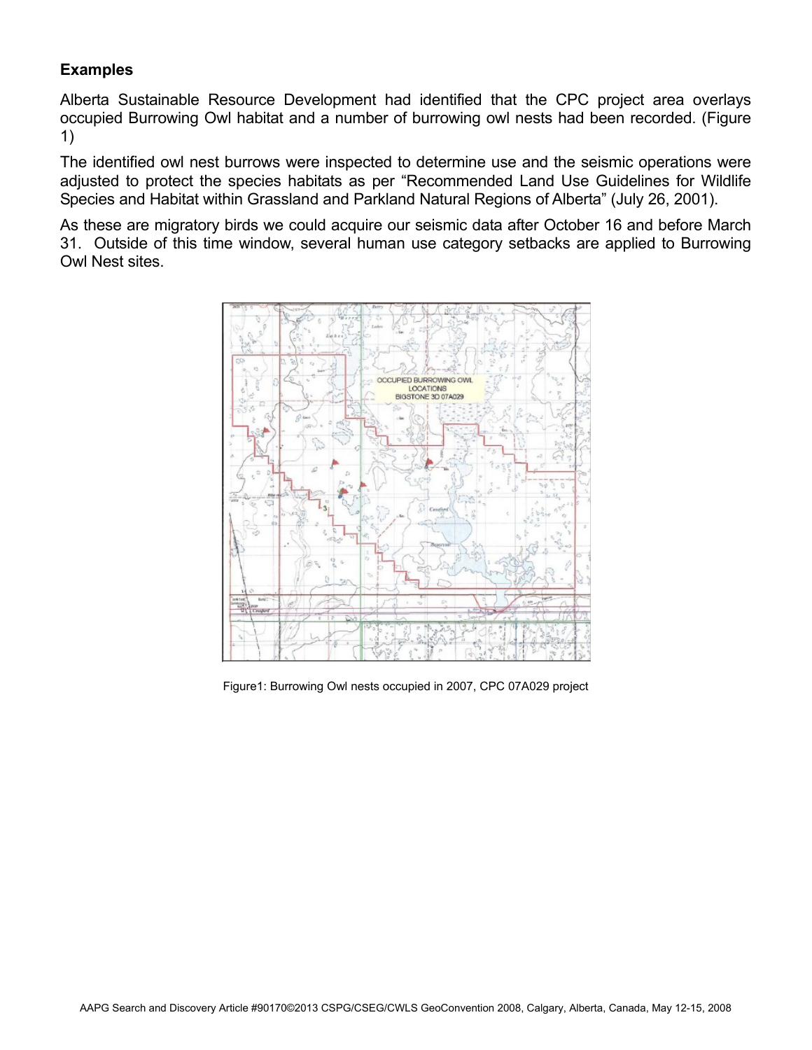**Examples**

Alberta Sustainable Resource Development had identified that the CPC project area overlays occupied Burrowing Owl habitat and a number of burrowing owl nests had been recorded. (Figure 1)

The identified owl nest burrows were inspected to determine use and the seismic operations were adjusted to protect the species habitats as per "Recommended Land Use Guidelines for Wildlife Species and Habitat within Grassland and Parkland Natural Regions of Alberta" (July 26, 2001).

As these are migratory birds we could acquire our seismic data after October 16 and before March 31. Outside of this time window, several human use category setbacks are applied to Burrowing Owl Nest sites.

Figure1: Burrowing Owl nests occupied in 2007, CPC 07A029 project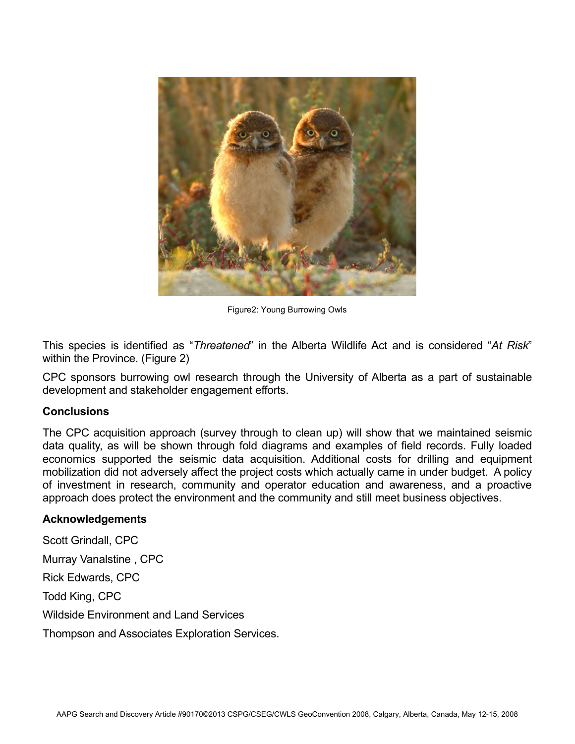Figure2: Young Burrowing Owls

This species is identified as "*Threatened*" in the Alberta Wildlife Act and is considered "*At Risk*" within the Province. (Figure 2)

CPC sponsors burrowing owl research through the University of Alberta as a part of sustainable development and stakeholder engagement efforts.

## Conclusions

The CPC acquisition approach (survey through to clean up) will show that we maintained seismic data quality, as will be shown through fold diagrams and examples of field records. Fully loaded economics supported the seismic data acquisition. Additional costs for drilling and equipment mobilization did not adversely affect the project costs which actually came in under budget. A policy of investment in research, community and operator education and awareness, and a proactive approach does protect the environment and the community and still meet business objectives.

## Acknowledgements

Scott Grindall, CPC

Murray Vanalstine , CPC

Rick Edwards, CPC

Todd King, CPC

Wildside Environment and Land Services

Thompson and Associates Exploration Services.